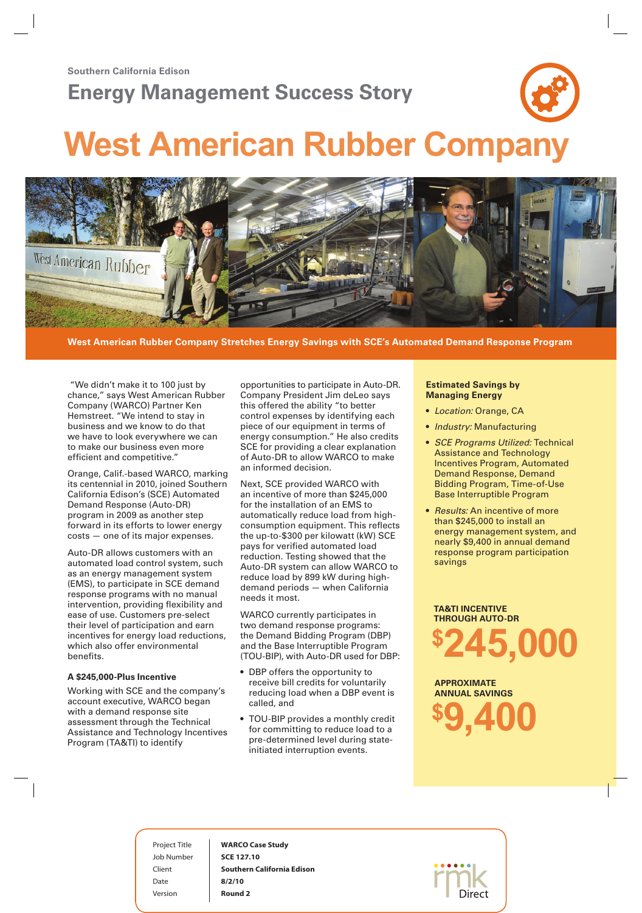Southern California Edison

## Energy Management Success Story

# West American Rubber Company

**West American Rubber Company Stretches Energy Savings with SCE's Automated Demand Response Program**

"We didn't make it to 100 just by chance," says West American Rubber Company (WARCO) Partner Ken Hemstreet. "We intend to stay in business and we know to do that we have to look everywhere we can to make our business even more efficient and competitive."

Orange, Calif.-based WARCO, marking its centennial in 2010, joined Southern California Edison's (SCE) Automated Demand Response (Auto-DR) program in 2009 as another step forward in its efforts to lower energy costs — one of its major expenses.

Auto-DR allows customers with an automated load control system, such as an energy management system (EMS), to participate in SCE demand response programs with no manual intervention, providing flexibility and ease of use. Customers pre-select their level of participation and earn incentives for energy load reductions, which also offer environmental benefits.

### A $245,000-Plus Incentive

Working with SCE and the company's account executive, WARCO began with a demand response site assessment through the Technical Assistance and Technology Incentives Program (TA&TI) to identify opportunities to participate in Auto-DR. Company President Jim deLeo says this offered the ability "to better control expenses by identifying each piece of our equipment in terms of energy consumption." He also credits SCE for providing a clear explanation of Auto-DR to allow WARCO to make an informed decision.

Next, SCE provided WARCO with an incentive of more than $245,000 for the installation of an EMS to automatically reduce load from high-consumption equipment. This reflects the up-to-$300 per kilowatt (kW) SCE pays for verified automated load reduction. Testing showed that the Auto-DR system can allow WARCO to reduce load by 899 kW during high-demand periods — when California needs it most.

WARCO currently participates in two demand response programs: the Demand Bidding Program (DBP) and the Base Interruptible Program (TOU-BIP), with Auto-DR used for DBP:

- DBP offers the opportunity to receive bill credits for voluntarily reducing load when a DBP event is called, and
- TOU-BIP provides a monthly credit for committing to reduce load to a pre-determined level during state-initiated interruption events.

**Estimated Savings by Managing Energy**

- *Location:* Orange, CA
- *Industry:* Manufacturing
- *SCE Programs Utilized:* Technical Assistance and Technology Incentives Program, Automated Demand Response, Demand Bidding Program, Time-of-Use Base Interruptible Program
- *Results:* An incentive of more than $245,000 to install an energy management system, and nearly $9,400 in annual demand response program participation savings

**TA&TI INCENTIVE THROUGH AUTO-DR**

**$245,000**

**APPROXIMATE ANNUAL SAVINGS**

**$9,400**

| | |
|---|---|
| Project Title | **WARCO Case Study** |
| Job Number | **SCE 127.10** |
| Client | **Southern California Edison** |
| Date | **8/2/10** |
| Version | **Round 2** |

rmk Direct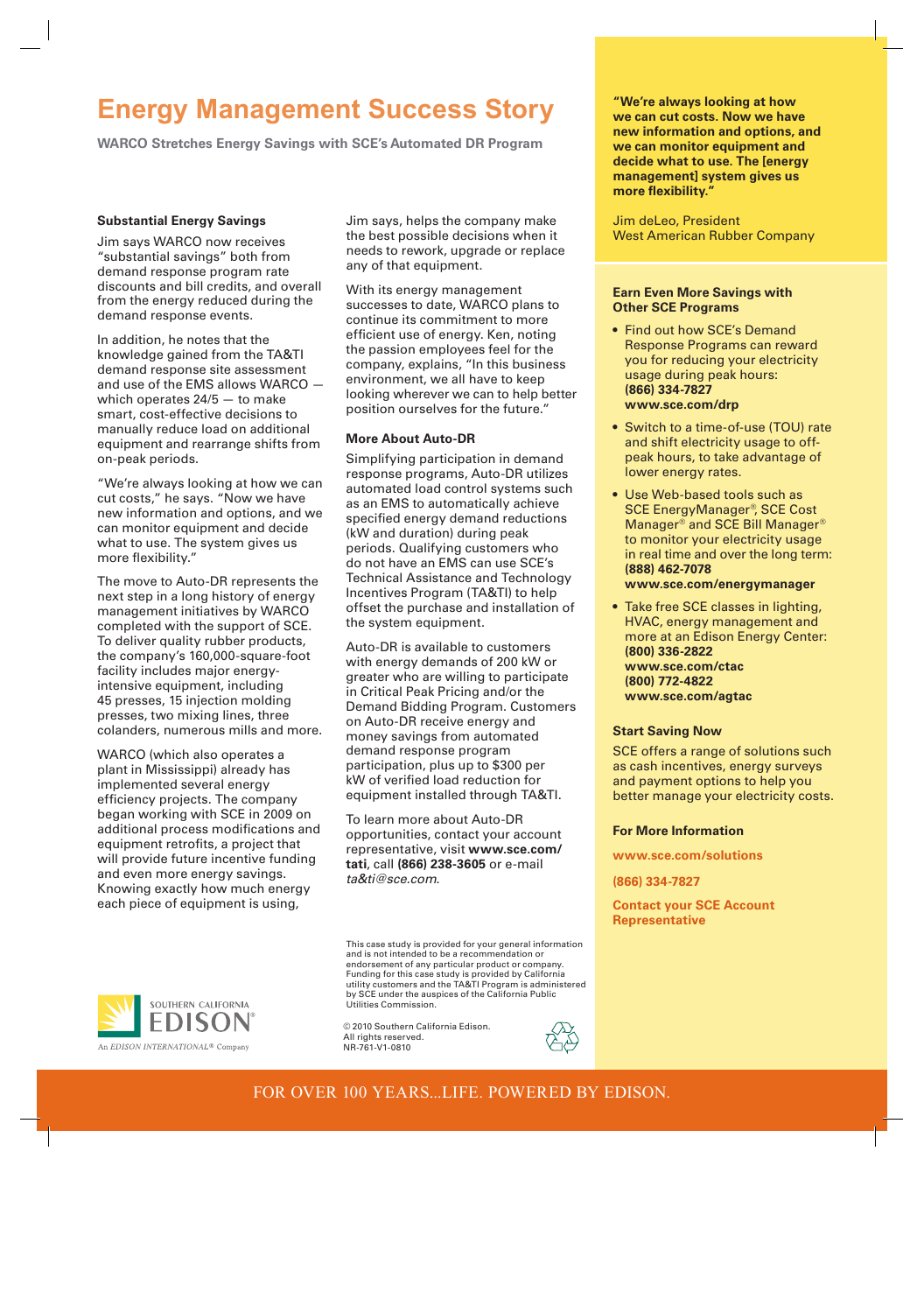# Energy Management Success Story

**WARCO Stretches Energy Savings with SCE's Automated DR Program**

### Substantial Energy Savings

Jim says WARCO now receives "substantial savings" both from demand response program rate discounts and bill credits, and overall from the energy reduced during the demand response events.

In addition, he notes that the knowledge gained from the TA&TI demand response site assessment and use of the EMS allows WARCO — which operates 24/5 — to make smart, cost-effective decisions to manually reduce load on additional equipment and rearrange shifts from on-peak periods.

"We're always looking at how we can cut costs," he says. "Now we have new information and options, and we can monitor equipment and decide what to use. The system gives us more flexibility."

The move to Auto-DR represents the next step in a long history of energy management initiatives by WARCO completed with the support of SCE. To deliver quality rubber products, the company's 160,000-square-foot facility includes major energy-intensive equipment, including 45 presses, 15 injection molding presses, two mixing lines, three colanders, numerous mills and more.

WARCO (which also operates a plant in Mississippi) already has implemented several energy efficiency projects. The company began working with SCE in 2009 on additional process modifications and equipment retrofits, a project that will provide future incentive funding and even more energy savings. Knowing exactly how much energy each piece of equipment is using, Jim says, helps the company make the best possible decisions when it needs to rework, upgrade or replace any of that equipment.

With its energy management successes to date, WARCO plans to continue its commitment to more efficient use of energy. Ken, noting the passion employees feel for the company, explains, "In this business environment, we all have to keep looking wherever we can to help better position ourselves for the future."

### More About Auto-DR

Simplifying participation in demand response programs, Auto-DR utilizes automated load control systems such as an EMS to automatically achieve specified energy demand reductions (kW and duration) during peak periods. Qualifying customers who do not have an EMS can use SCE's Technical Assistance and Technology Incentives Program (TA&TI) to help offset the purchase and installation of the system equipment.

Auto-DR is available to customers with energy demands of 200 kW or greater who are willing to participate in Critical Peak Pricing and/or the Demand Bidding Program. Customers on Auto-DR receive energy and money savings from automated demand response program participation, plus up to $300 per kW of verified load reduction for equipment installed through TA&TI.

To learn more about Auto-DR opportunities, contact your account representative, visit **www.sce.com/tati**, call **(866) 238-3605** or e-mail *ta&ti@sce.com*.

This case study is provided for your general information and is not intended to be a recommendation or endorsement of any particular product or company. Funding for this case study is provided by California utility customers and the TA&TI Program is administered by SCE under the auspices of the California Public Utilities Commission.

© 2010 Southern California Edison. All rights reserved. NR-761-V1-0810

**"We're always looking at how we can cut costs. Now we have new information and options, and we can monitor equipment and decide what to use. The [energy management] system gives us more flexibility."**

Jim deLeo, President
West American Rubber Company

### Earn Even More Savings with Other SCE Programs

- Find out how SCE's Demand Response Programs can reward you for reducing your electricity usage during peak hours: **(866) 334-7827** **www.sce.com/drp**
- Switch to a time-of-use (TOU) rate and shift electricity usage to off-peak hours, to take advantage of lower energy rates.
- Use Web-based tools such as SCE EnergyManager®, SCE Cost Manager® and SCE Bill Manager® to monitor your electricity usage in real time and over the long term: **(888) 462-7078** **www.sce.com/energymanager**
- Take free SCE classes in lighting, HVAC, energy management and more at an Edison Energy Center: **(800) 336-2822** **www.sce.com/ctac** **(800) 772-4822** **www.sce.com/agtac**

### Start Saving Now

SCE offers a range of solutions such as cash incentives, energy surveys and payment options to help you better manage your electricity costs.

### For More Information

**www.sce.com/solutions**

**(866) 334-7827**

**Contact your SCE Account Representative**

SOUTHERN CALIFORNIA EDISON®
An EDISON INTERNATIONAL® Company

FOR OVER 100 YEARS...LIFE. POWERED BY EDISON.